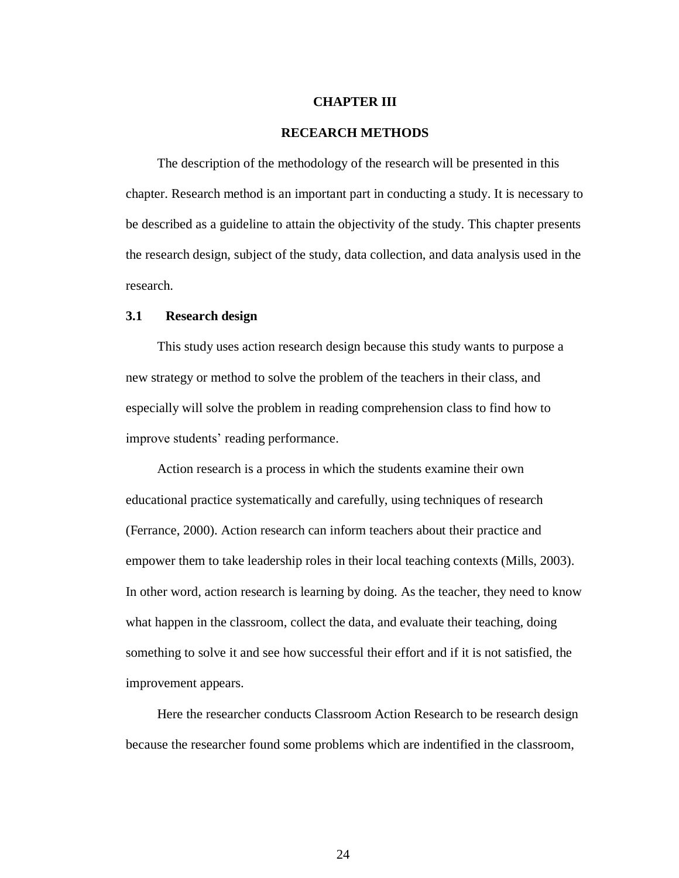# CHAPTER III

# RECEARCH METHODS

The description of the methodology of the research will be presented in this chapter. Research method is an important part in conducting a study. It is necessary to be described as a guideline to attain the objectivity of the study. This chapter presents the research design, subject of the study, data collection, and data analysis used in the research.

## 3.1 Research design

This study uses action research design because this study wants to purpose a new strategy or method to solve the problem of the teachers in their class, and especially will solve the problem in reading comprehension class to find how to improve students' reading performance.

Action research is a process in which the students examine their own educational practice systematically and carefully, using techniques of research (Ferrance, 2000). Action research can inform teachers about their practice and empower them to take leadership roles in their local teaching contexts (Mills, 2003). In other word, action research is learning by doing. As the teacher, they need to know what happen in the classroom, collect the data, and evaluate their teaching, doing something to solve it and see how successful their effort and if it is not satisfied, the improvement appears.

Here the researcher conducts Classroom Action Research to be research design because the researcher found some problems which are indentified in the classroom,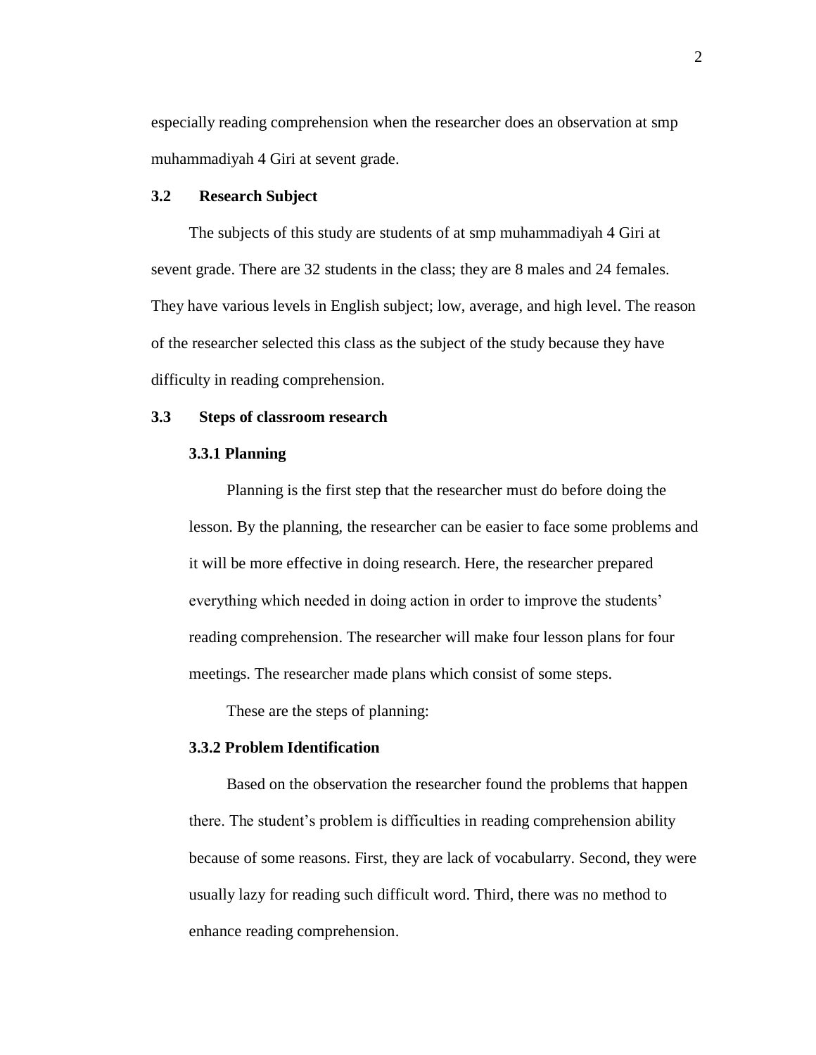especially reading comprehension when the researcher does an observation at smp muhammadiyah 4 Giri at sevent grade.

## 3.2 Research Subject

The subjects of this study are students of at smp muhammadiyah 4 Giri at sevent grade. There are 32 students in the class; they are 8 males and 24 females. They have various levels in English subject; low, average, and high level. The reason of the researcher selected this class as the subject of the study because they have difficulty in reading comprehension.

## 3.3 Steps of classroom research

### 3.3.1 Planning

Planning is the first step that the researcher must do before doing the lesson. By the planning, the researcher can be easier to face some problems and it will be more effective in doing research. Here, the researcher prepared everything which needed in doing action in order to improve the students' reading comprehension. The researcher will make four lesson plans for four meetings. The researcher made plans which consist of some steps.

These are the steps of planning:

### 3.3.2 Problem Identification

Based on the observation the researcher found the problems that happen there. The student's problem is difficulties in reading comprehension ability because of some reasons. First, they are lack of vocabularry. Second, they were usually lazy for reading such difficult word. Third, there was no method to enhance reading comprehension.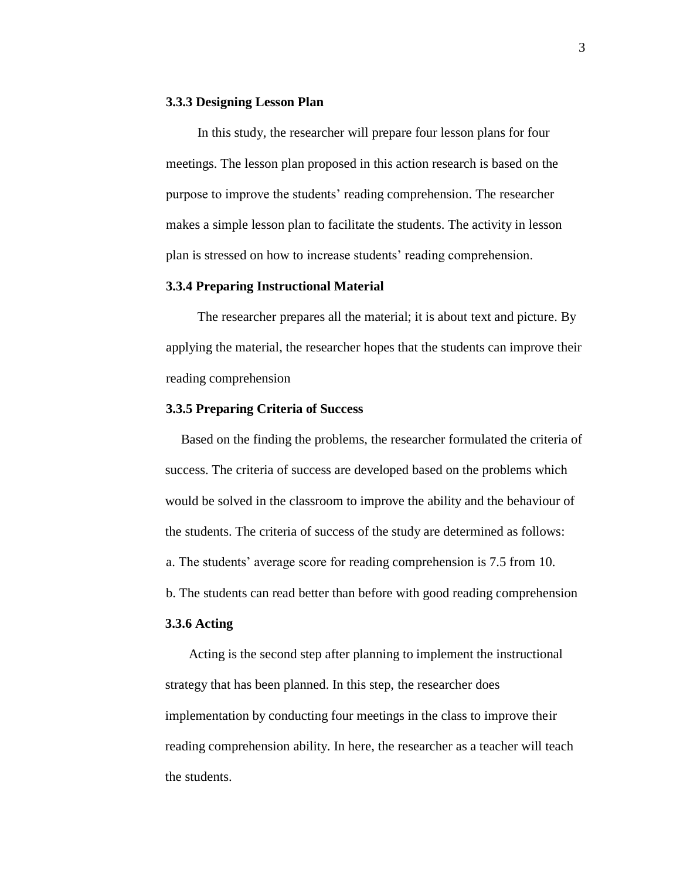### 3.3.3 Designing Lesson Plan

In this study, the researcher will prepare four lesson plans for four meetings. The lesson plan proposed in this action research is based on the purpose to improve the students' reading comprehension. The researcher makes a simple lesson plan to facilitate the students. The activity in lesson plan is stressed on how to increase students' reading comprehension.

### 3.3.4 Preparing Instructional Material

The researcher prepares all the material; it is about text and picture. By applying the material, the researcher hopes that the students can improve their reading comprehension

### 3.3.5 Preparing Criteria of Success

Based on the finding the problems, the researcher formulated the criteria of success. The criteria of success are developed based on the problems which would be solved in the classroom to improve the ability and the behaviour of the students. The criteria of success of the study are determined as follows:

a. The students' average score for reading comprehension is 7.5 from 10.

b. The students can read better than before with good reading comprehension

### 3.3.6 Acting

Acting is the second step after planning to implement the instructional strategy that has been planned. In this step, the researcher does implementation by conducting four meetings in the class to improve their reading comprehension ability. In here, the researcher as a teacher will teach the students.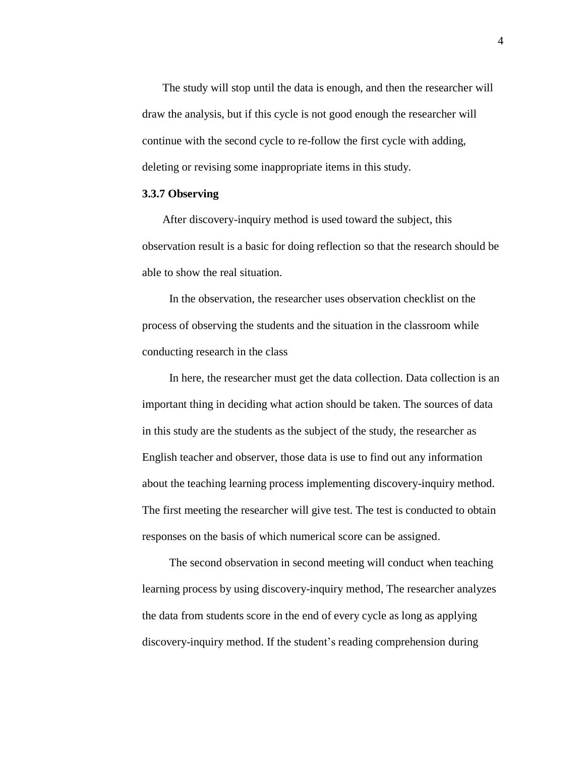The study will stop until the data is enough, and then the researcher will draw the analysis, but if this cycle is not good enough the researcher will continue with the second cycle to re-follow the first cycle with adding, deleting or revising some inappropriate items in this study.

**3.3.7 Observing**

After discovery-inquiry method is used toward the subject, this observation result is a basic for doing reflection so that the research should be able to show the real situation.

In the observation, the researcher uses observation checklist on the process of observing the students and the situation in the classroom while conducting research in the class

In here, the researcher must get the data collection. Data collection is an important thing in deciding what action should be taken. The sources of data in this study are the students as the subject of the study, the researcher as English teacher and observer, those data is use to find out any information about the teaching learning process implementing discovery-inquiry method. The first meeting the researcher will give test. The test is conducted to obtain responses on the basis of which numerical score can be assigned.

The second observation in second meeting will conduct when teaching learning process by using discovery-inquiry method, The researcher analyzes the data from students score in the end of every cycle as long as applying discovery-inquiry method. If the student's reading comprehension during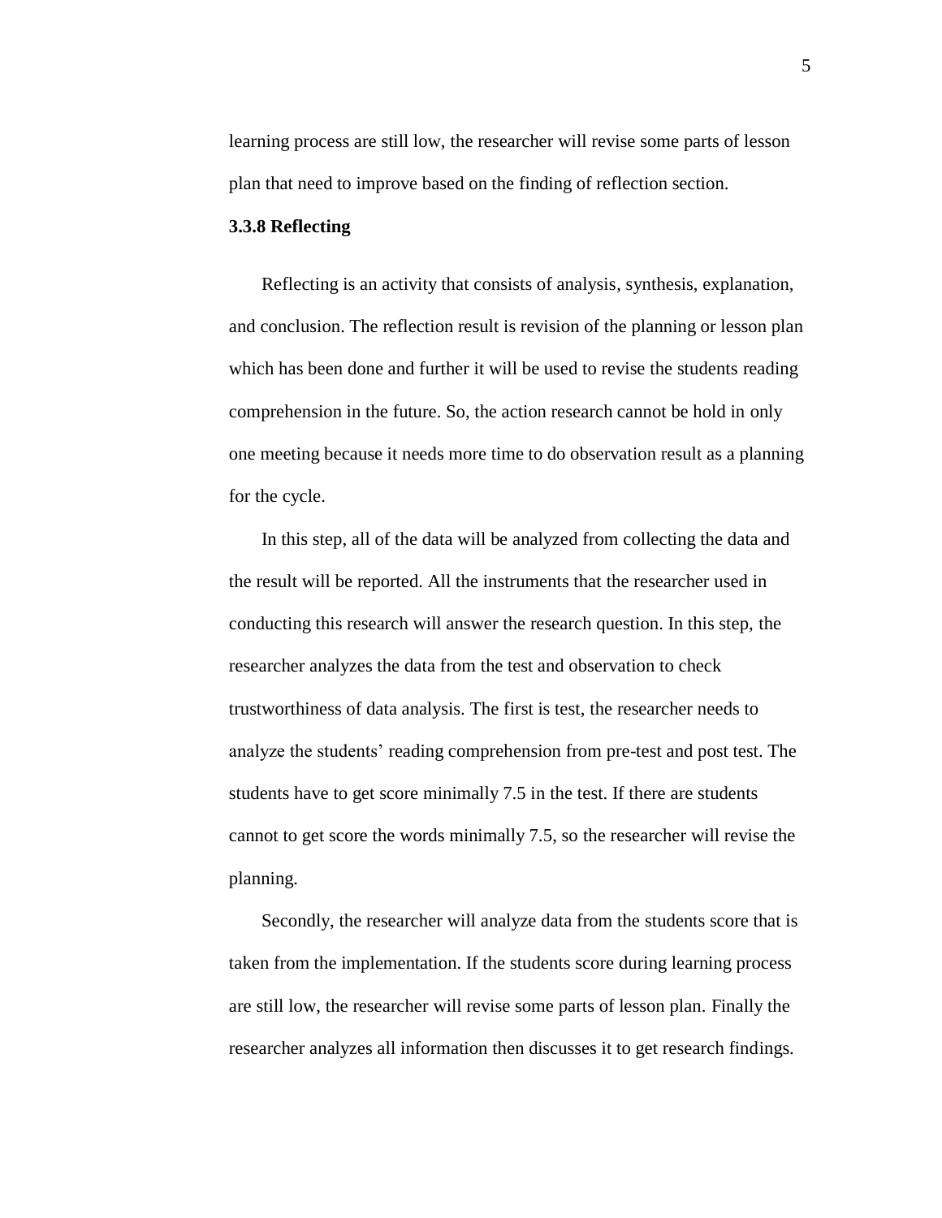learning process are still low, the researcher will revise some parts of lesson plan that need to improve based on the finding of reflection section.

**3.3.8 Reflecting**

Reflecting is an activity that consists of analysis, synthesis, explanation, and conclusion. The reflection result is revision of the planning or lesson plan which has been done and further it will be used to revise the students reading comprehension in the future. So, the action research cannot be hold in only one meeting because it needs more time to do observation result as a planning for the cycle.

In this step, all of the data will be analyzed from collecting the data and the result will be reported. All the instruments that the researcher used in conducting this research will answer the research question. In this step, the researcher analyzes the data from the test and observation to check trustworthiness of data analysis. The first is test, the researcher needs to analyze the students' reading comprehension from pre-test and post test. The students have to get score minimally 7.5 in the test. If there are students cannot to get score the words minimally 7.5, so the researcher will revise the planning.

Secondly, the researcher will analyze data from the students score that is taken from the implementation. If the students score during learning process are still low, the researcher will revise some parts of lesson plan. Finally the researcher analyzes all information then discusses it to get research findings.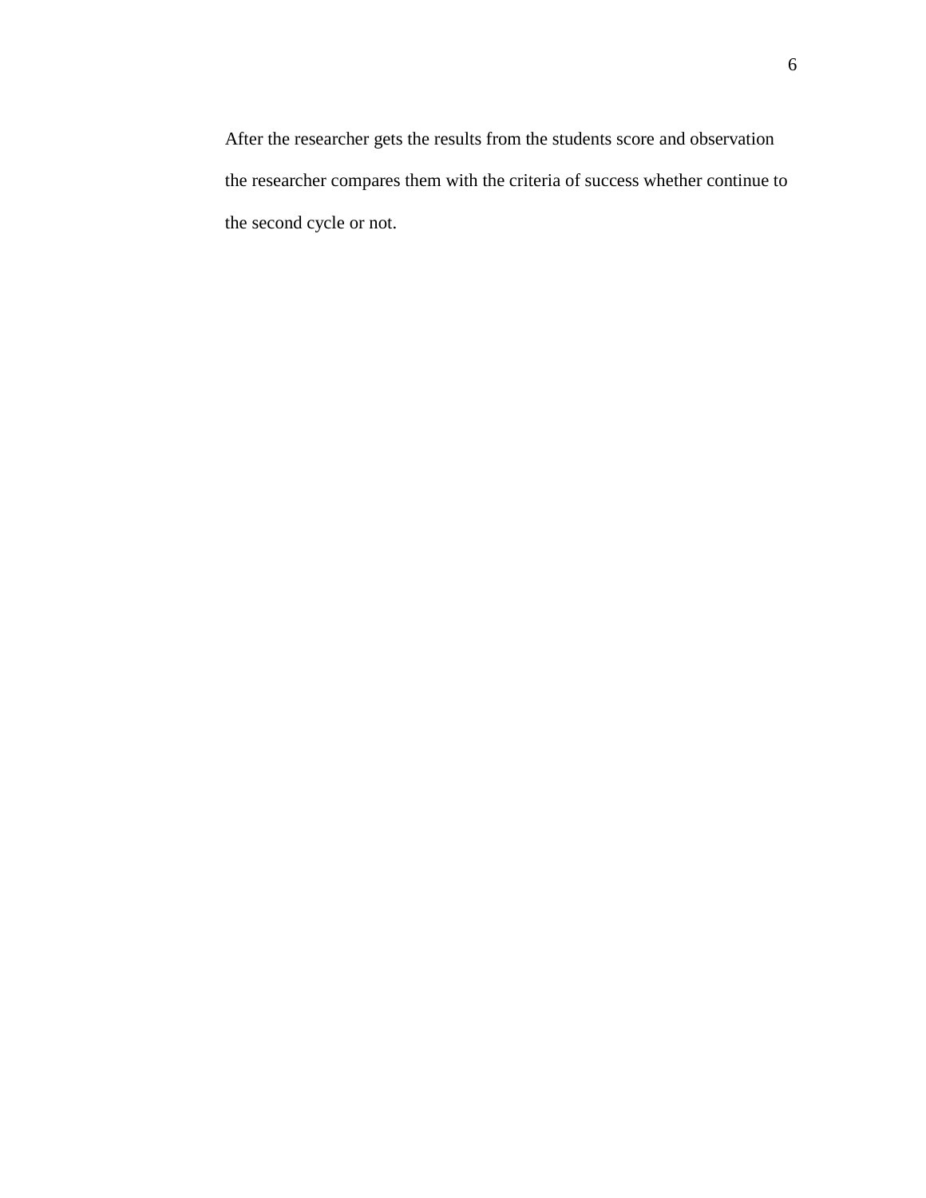After the researcher gets the results from the students score and observation the researcher compares them with the criteria of success whether continue to the second cycle or not.